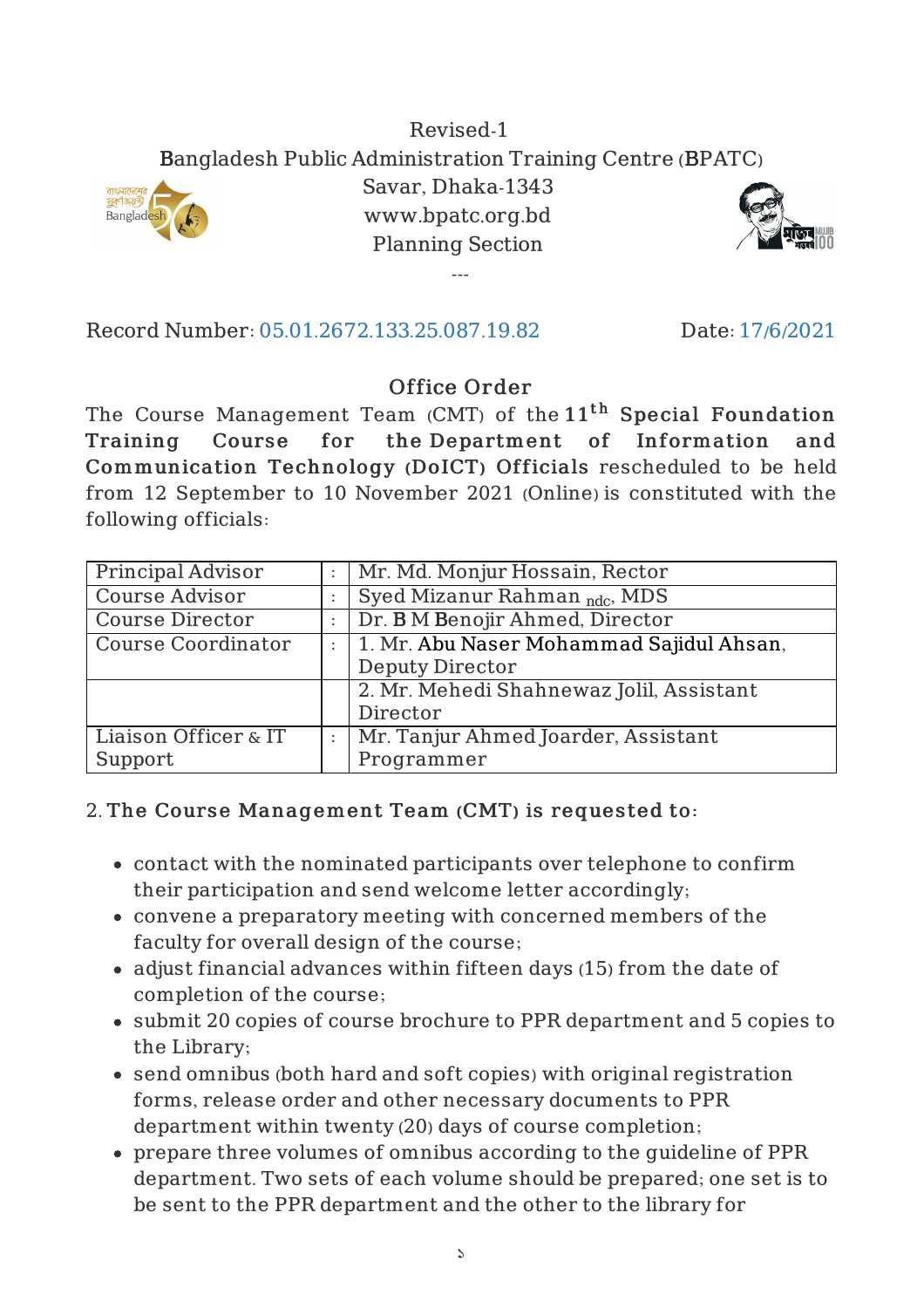Revised-1

Bangladesh Public Administration Training Centre (BPATC)

Savar, Dhaka-1343

www.bpatc.org.bd

Planning Section

---

Record Number: 05.01.2672.133.25.087.19.82 Date: 17/6/2021

## Office Order

The Course Management Team (CMT) of the **11th Special Foundation Training Course for the Department of Information and Communication Technology (DoICT) Officials** rescheduled to be held from 12 September to 10 November 2021 (Online) is constituted with the following officials:

| | | |
|---|---|---|
| Principal Advisor | : | Mr. Md. Monjur Hossain, Rector |
| Course Advisor | : | Syed Mizanur Rahman $_{ndc}$, MDS |
| Course Director | : | Dr. B M Benojir Ahmed, Director |
| Course Coordinator | : | 1. Mr. Abu Naser Mohammad Sajidul Ahsan, Deputy Director |
| | | 2. Mr. Mehedi Shahnewaz Jolil, Assistant Director |
| Liaison Officer & IT Support | : | Mr. Tanjur Ahmed Joarder, Assistant Programmer |

2. **The Course Management Team (CMT) is requested to:**

- contact with the nominated participants over telephone to confirm their participation and send welcome letter accordingly;
- convene a preparatory meeting with concerned members of the faculty for overall design of the course;
- adjust financial advances within fifteen days (15) from the date of completion of the course;
- submit 20 copies of course brochure to PPR department and 5 copies to the Library;
- send omnibus (both hard and soft copies) with original registration forms, release order and other necessary documents to PPR department within twenty (20) days of course completion;
- prepare three volumes of omnibus according to the guideline of PPR department. Two sets of each volume should be prepared; one set is to be sent to the PPR department and the other to the library for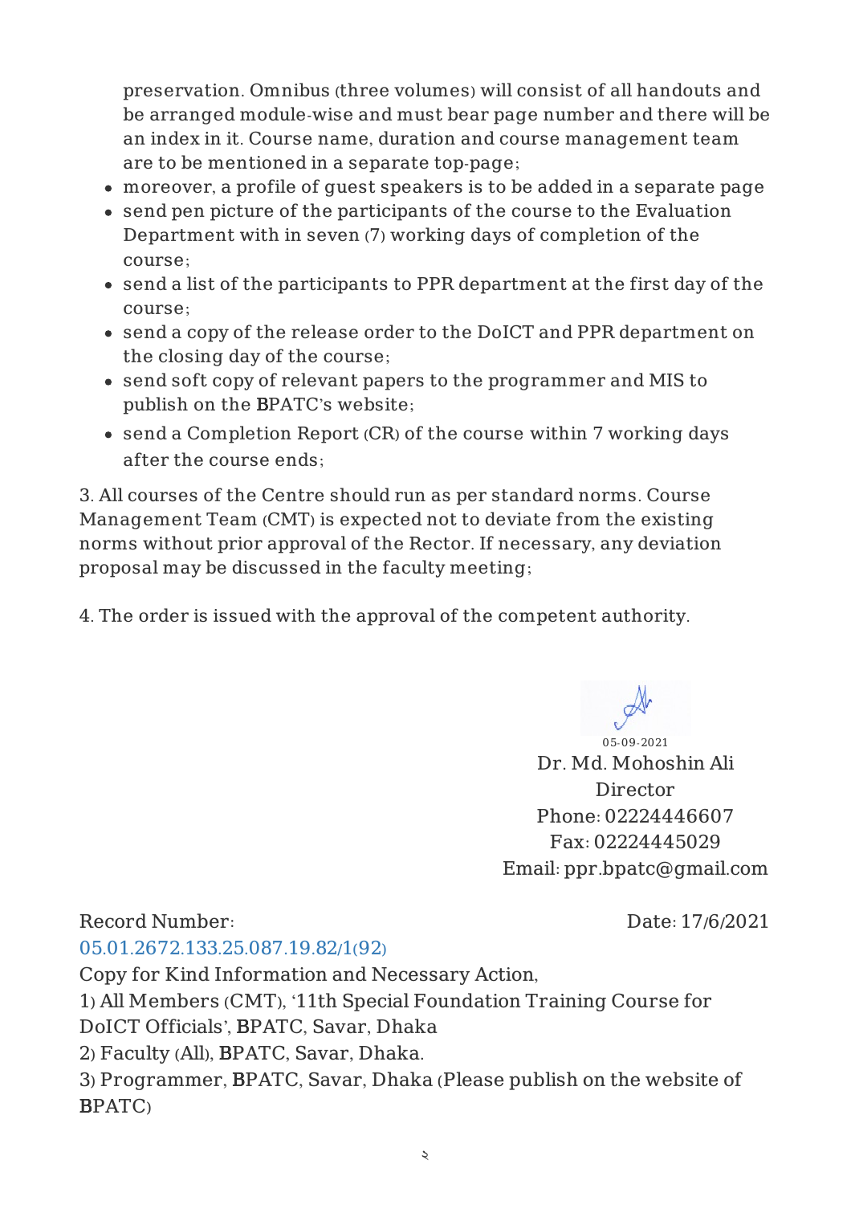preservation. Omnibus (three volumes) will consist of all handouts and be arranged module-wise and must bear page number and there will be an index in it. Course name, duration and course management team are to be mentioned in a separate top-page;

- moreover, a profile of guest speakers is to be added in a separate page
- send pen picture of the participants of the course to the Evaluation Department with in seven (7) working days of completion of the course;
- send a list of the participants to PPR department at the first day of the course;
- send a copy of the release order to the DoICT and PPR department on the closing day of the course;
- send soft copy of relevant papers to the programmer and MIS to publish on the BPATC's website;
- send a Completion Report (CR) of the course within 7 working days after the course ends;

3. All courses of the Centre should run as per standard norms. Course Management Team (CMT) is expected not to deviate from the existing norms without prior approval of the Rector. If necessary, any deviation proposal may be discussed in the faculty meeting;

4. The order is issued with the approval of the competent authority.

05-09-2021
Dr. Md. Mohoshin Ali
Director
Phone: 02224446607
Fax: 02224445029
Email: ppr.bpatc@gmail.com

Record Number: 05.01.2672.133.25.087.19.82/1(92) Date: 17/6/2021

Copy for Kind Information and Necessary Action,

1) All Members (CMT), '11th Special Foundation Training Course for DoICT Officials', BPATC, Savar, Dhaka

2) Faculty (All), BPATC, Savar, Dhaka.

3) Programmer, BPATC, Savar, Dhaka (Please publish on the website of BPATC)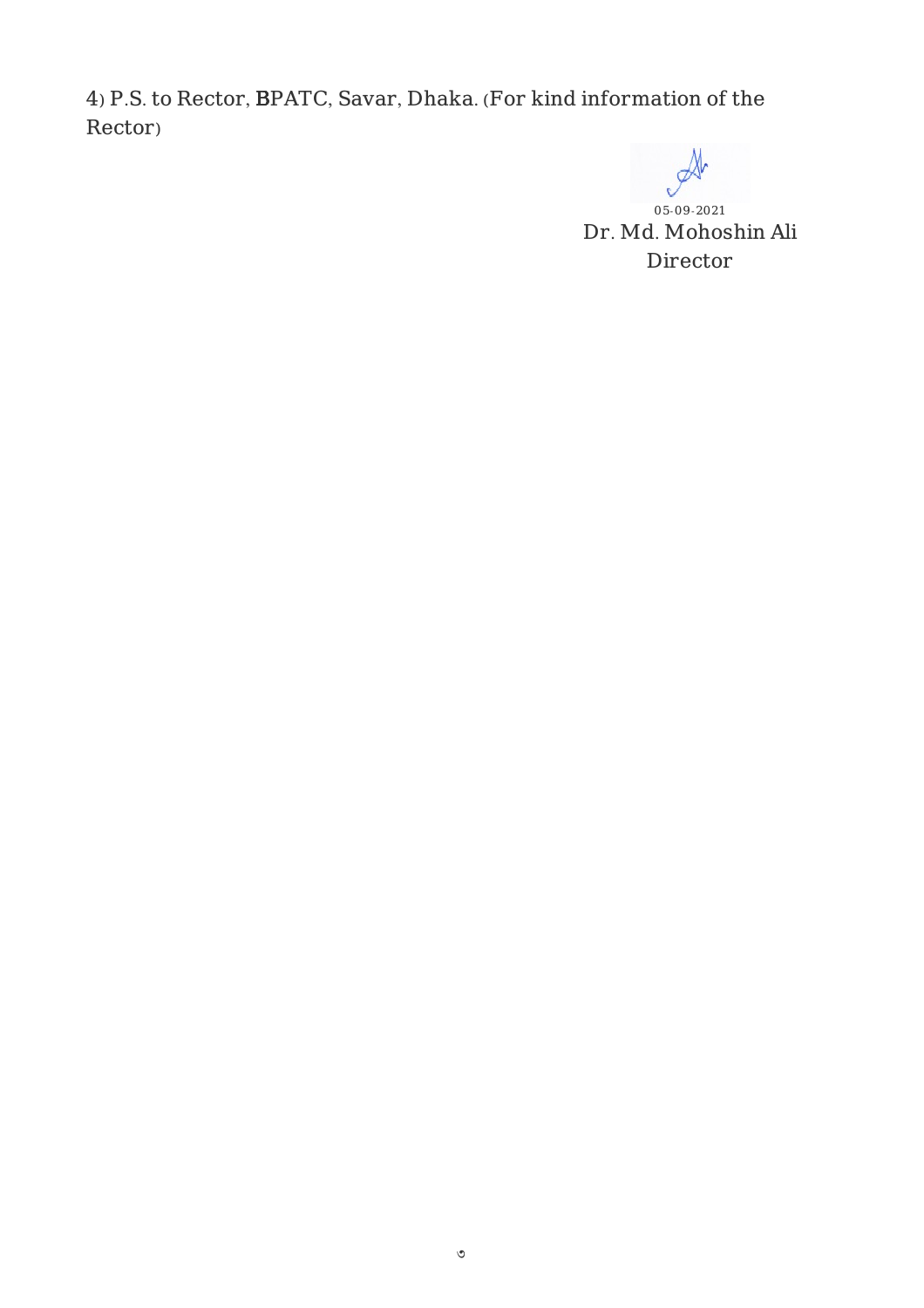4) P.S. to Rector, BPATC, Savar, Dhaka. (For kind information of the Rector)

05-09-2021

Dr. Md. Mohoshin Ali

Director